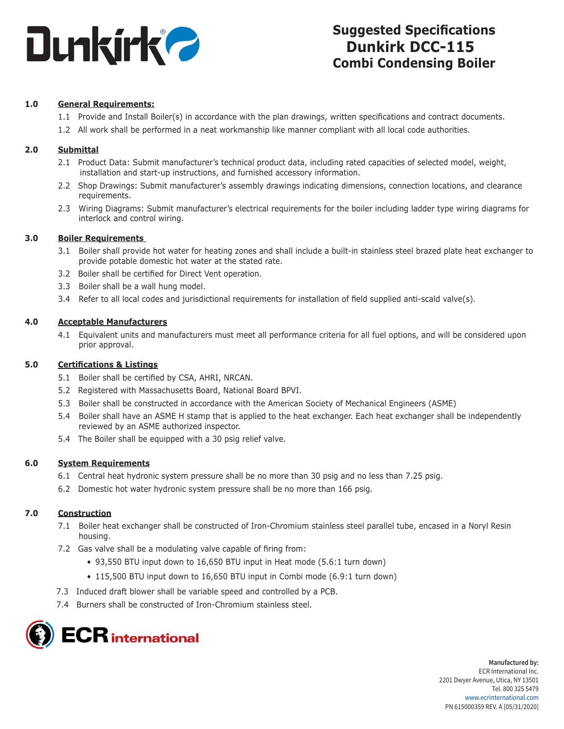# Suggested Specifications
# Dunkirk DCC-115
# Combi Condensing Boiler

## 1.0 General Requirements:

1.1 Provide and Install Boiler(s) in accordance with the plan drawings, written specifications and contract documents.

1.2 All work shall be performed in a neat workmanship like manner compliant with all local code authorities.

## 2.0 Submittal

2.1 Product Data: Submit manufacturer's technical product data, including rated capacities of selected model, weight, installation and start-up instructions, and furnished accessory information.

2.2 Shop Drawings: Submit manufacturer's assembly drawings indicating dimensions, connection locations, and clearance requirements.

2.3 Wiring Diagrams: Submit manufacturer's electrical requirements for the boiler including ladder type wiring diagrams for interlock and control wiring.

## 3.0 Boiler Requirements

3.1 Boiler shall provide hot water for heating zones and shall include a built-in stainless steel brazed plate heat exchanger to provide potable domestic hot water at the stated rate.

3.2 Boiler shall be certified for Direct Vent operation.

3.3 Boiler shall be a wall hung model.

3.4 Refer to all local codes and jurisdictional requirements for installation of field supplied anti-scald valve(s).

## 4.0 Acceptable Manufacturers

4.1 Equivalent units and manufacturers must meet all performance criteria for all fuel options, and will be considered upon prior approval.

## 5.0 Certifications & Listings

5.1 Boiler shall be certified by CSA, AHRI, NRCAN.

5.2 Registered with Massachusetts Board, National Board BPVI.

5.3 Boiler shall be constructed in accordance with the American Society of Mechanical Engineers (ASME)

5.4 Boiler shall have an ASME H stamp that is applied to the heat exchanger. Each heat exchanger shall be independently reviewed by an ASME authorized inspector.

5.4 The Boiler shall be equipped with a 30 psig relief valve.

## 6.0 System Requirements

6.1 Central heat hydronic system pressure shall be no more than 30 psig and no less than 7.25 psig.

6.2 Domestic hot water hydronic system pressure shall be no more than 166 psig.

## 7.0 Construction

7.1 Boiler heat exchanger shall be constructed of Iron-Chromium stainless steel parallel tube, encased in a Noryl Resin housing.

7.2 Gas valve shall be a modulating valve capable of firing from:

- 93,550 BTU input down to 16,650 BTU input in Heat mode (5.6:1 turn down)
- 115,500 BTU input down to 16,650 BTU input in Combi mode (6.9:1 turn down)

7.3 Induced draft blower shall be variable speed and controlled by a PCB.

7.4 Burners shall be constructed of Iron-Chromium stainless steel.

**Manufactured by:**
ECR International Inc.
2201 Dwyer Avenue, Utica, NY 13501
Tel. 800 325 5479
www.ecrinternational.com
PN 615000359 REV. A [05/31/2020]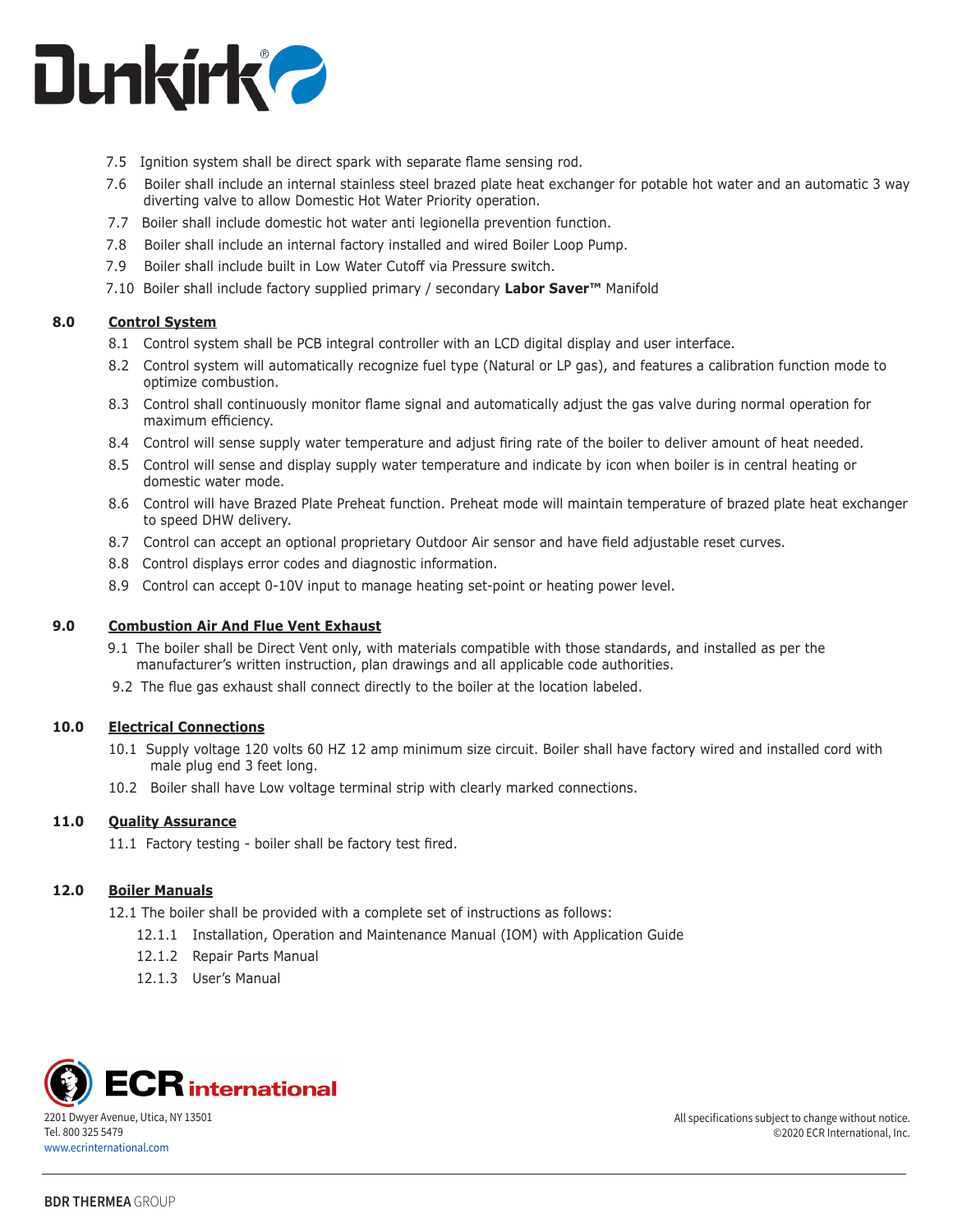7.5 Ignition system shall be direct spark with separate flame sensing rod.

7.6 Boiler shall include an internal stainless steel brazed plate heat exchanger for potable hot water and an automatic 3 way diverting valve to allow Domestic Hot Water Priority operation.

7.7 Boiler shall include domestic hot water anti legionella prevention function.

7.8 Boiler shall include an internal factory installed and wired Boiler Loop Pump.

7.9 Boiler shall include built in Low Water Cutoff via Pressure switch.

7.10 Boiler shall include factory supplied primary / secondary **Labor Saver™** Manifold

## 8.0 Control System

8.1 Control system shall be PCB integral controller with an LCD digital display and user interface.

8.2 Control system will automatically recognize fuel type (Natural or LP gas), and features a calibration function mode to optimize combustion.

8.3 Control shall continuously monitor flame signal and automatically adjust the gas valve during normal operation for maximum efficiency.

8.4 Control will sense supply water temperature and adjust firing rate of the boiler to deliver amount of heat needed.

8.5 Control will sense and display supply water temperature and indicate by icon when boiler is in central heating or domestic water mode.

8.6 Control will have Brazed Plate Preheat function. Preheat mode will maintain temperature of brazed plate heat exchanger to speed DHW delivery.

8.7 Control can accept an optional proprietary Outdoor Air sensor and have field adjustable reset curves.

8.8 Control displays error codes and diagnostic information.

8.9 Control can accept 0-10V input to manage heating set-point or heating power level.

## 9.0 Combustion Air And Flue Vent Exhaust

9.1 The boiler shall be Direct Vent only, with materials compatible with those standards, and installed as per the manufacturer's written instruction, plan drawings and all applicable code authorities.

9.2 The flue gas exhaust shall connect directly to the boiler at the location labeled.

## 10.0 Electrical Connections

10.1 Supply voltage 120 volts 60 HZ 12 amp minimum size circuit. Boiler shall have factory wired and installed cord with male plug end 3 feet long.

10.2 Boiler shall have Low voltage terminal strip with clearly marked connections.

## 11.0 Quality Assurance

11.1 Factory testing - boiler shall be factory test fired.

## 12.0 Boiler Manuals

12.1 The boiler shall be provided with a complete set of instructions as follows:

- 12.1.1 Installation, Operation and Maintenance Manual (IOM) with Application Guide
- 12.1.2 Repair Parts Manual
- 12.1.3 User's Manual

ECR international

2201 Dwyer Avenue, Utica, NY 13501
Tel. 800 325 5479
www.ecrinternational.com

All specifications subject to change without notice.
©2020 ECR International, Inc.

BDR THERMEA GROUP